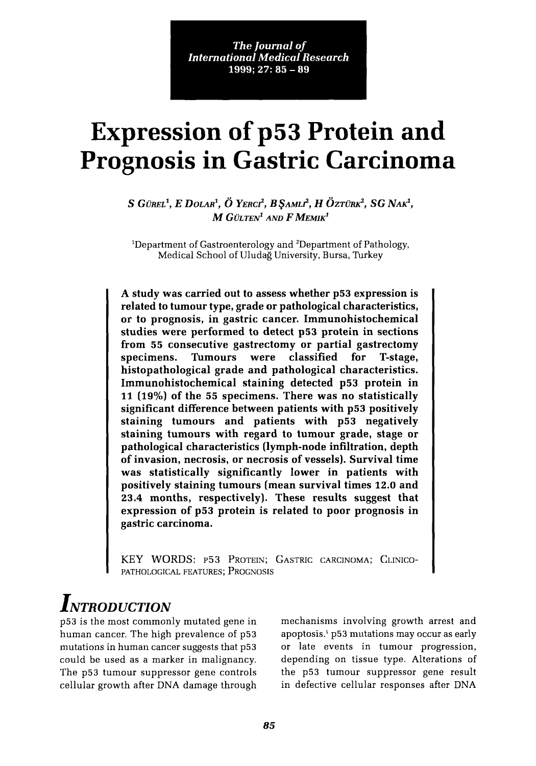The Journal of International Medical Research 1999; 27: 85 – 89

# Expression of p53 Protein and Prognosis in Gastric Carcinoma

S GÜREL[1], E DOLAR[1], Ö YERCI[2], B ŞAMLI[2], H ÖZTÜRK[2], SG NAK[1], M GÜLTEN[1] AND F MEMIK[1]

[1]Department of Gastroenterology and [2]Department of Pathology, Medical School of Uludağ University, Bursa, Turkey

**A study was carried out to assess whether p53 expression is related to tumour type, grade or pathological characteristics, or to prognosis, in gastric cancer. Immunohistochemical studies were performed to detect p53 protein in sections from 55 consecutive gastrectomy or partial gastrectomy specimens. Tumours were classified for T-stage, histopathological grade and pathological characteristics. Immunohistochemical staining detected p53 protein in 11 (19%) of the 55 specimens. There was no statistically significant difference between patients with p53 positively staining tumours and patients with p53 negatively staining tumours with regard to tumour grade, stage or pathological characteristics (lymph-node infiltration, depth of invasion, necrosis, or necrosis of vessels). Survival time was statistically significantly lower in patients with positively staining tumours (mean survival times 12.0 and 23.4 months, respectively). These results suggest that expression of p53 protein is related to poor prognosis in gastric carcinoma.**

KEY WORDS: P53 PROTEIN; GASTRIC CARCINOMA; CLINICO-PATHOLOGICAL FEATURES; PROGNOSIS

## INTRODUCTION

p53 is the most commonly mutated gene in human cancer. The high prevalence of p53 mutations in human cancer suggests that p53 could be used as a marker in malignancy. The p53 tumour suppressor gene controls cellular growth after DNA damage through mechanisms involving growth arrest and apoptosis.[1] p53 mutations may occur as early or late events in tumour progression, depending on tissue type. Alterations of the p53 tumour suppressor gene result in defective cellular responses after DNA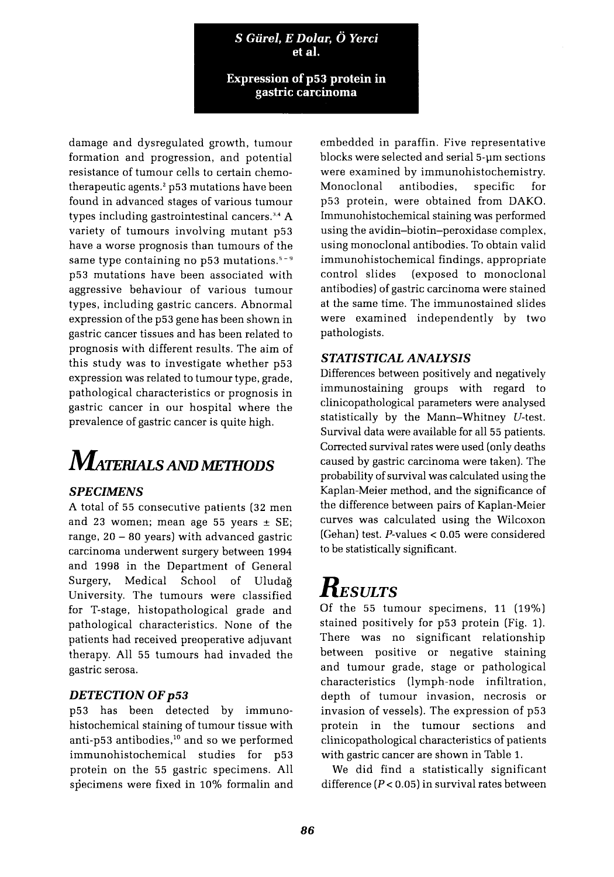damage and dysregulated growth, tumour formation and progression, and potential resistance of tumour cells to certain chemotherapeutic agents.[2] p53 mutations have been found in advanced stages of various tumour types including gastrointestinal cancers.[3,4] A variety of tumours involving mutant p53 have a worse prognosis than tumours of the same type containing no p53 mutations.[5–9] p53 mutations have been associated with aggressive behaviour of various tumour types, including gastric cancers. Abnormal expression of the p53 gene has been shown in gastric cancer tissues and has been related to prognosis with different results. The aim of this study was to investigate whether p53 expression was related to tumour type, grade, pathological characteristics or prognosis in gastric cancer in our hospital where the prevalence of gastric cancer is quite high.

# Materials and Methods

### SPECIMENS

A total of 55 consecutive patients (32 men and 23 women; mean age 55 years ± SE; range, 20 – 80 years) with advanced gastric carcinoma underwent surgery between 1994 and 1998 in the Department of General Surgery, Medical School of Uludağ University. The tumours were classified for T-stage, histopathological grade and pathological characteristics. None of the patients had received preoperative adjuvant therapy. All 55 tumours had invaded the gastric serosa.

### DETECTION OF p53

p53 has been detected by immunohistochemical staining of tumour tissue with anti-p53 antibodies,[10] and so we performed immunohistochemical studies for p53 protein on the 55 gastric specimens. All specimens were fixed in 10% formalin and embedded in paraffin. Five representative blocks were selected and serial 5-µm sections were examined by immunohistochemistry. Monoclonal antibodies, specific for p53 protein, were obtained from DAKO. Immunohistochemical staining was performed using the avidin–biotin–peroxidase complex, using monoclonal antibodies. To obtain valid immunohistochemical findings, appropriate control slides (exposed to monoclonal antibodies) of gastric carcinoma were stained at the same time. The immunostained slides were examined independently by two pathologists.

### STATISTICAL ANALYSIS

Differences between positively and negatively immunostaining groups with regard to clinicopathological parameters were analysed statistically by the Mann–Whitney *U*-test. Survival data were available for all 55 patients. Corrected survival rates were used (only deaths caused by gastric carcinoma were taken). The probability of survival was calculated using the Kaplan-Meier method, and the significance of the difference between pairs of Kaplan-Meier curves was calculated using the Wilcoxon (Gehan) test. *P*-values < 0.05 were considered to be statistically significant.

# Results

Of the 55 tumour specimens, 11 (19%) stained positively for p53 protein (Fig. 1). There was no significant relationship between positive or negative staining and tumour grade, stage or pathological characteristics (lymph-node infiltration, depth of tumour invasion, necrosis or invasion of vessels). The expression of p53 protein in the tumour sections and clinicopathological characteristics of patients with gastric cancer are shown in Table 1.

We did find a statistically significant difference ($P < 0.05$) in survival rates between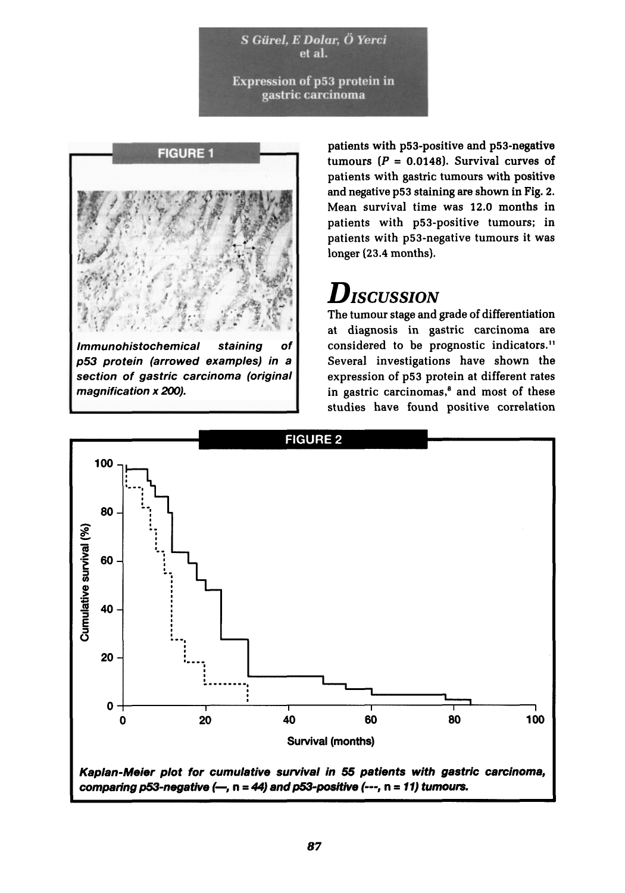## FIGURE 1

*Immunohistochemical staining of p53 protein (arrowed examples) in a section of gastric carcinoma (original magnification x 200).*

patients with p53-positive and p53-negative tumours ($P = 0.0148$). Survival curves of patients with gastric tumours with positive and negative p53 staining are shown in Fig. 2. Mean survival time was 12.0 months in patients with p53-positive tumours; in patients with p53-negative tumours it was longer (23.4 months).

# Discussion

The tumour stage and grade of differentiation at diagnosis in gastric carcinoma are considered to be prognostic indicators.[11] Several investigations have shown the expression of p53 protein at different rates in gastric carcinomas,[8] and most of these studies have found positive correlation

## FIGURE 2

***Kaplan-Meier plot for cumulative survival in 55 patients with gastric carcinoma, comparing p53-negative (—, n = 44) and p53-positive (---, n = 11) tumours.***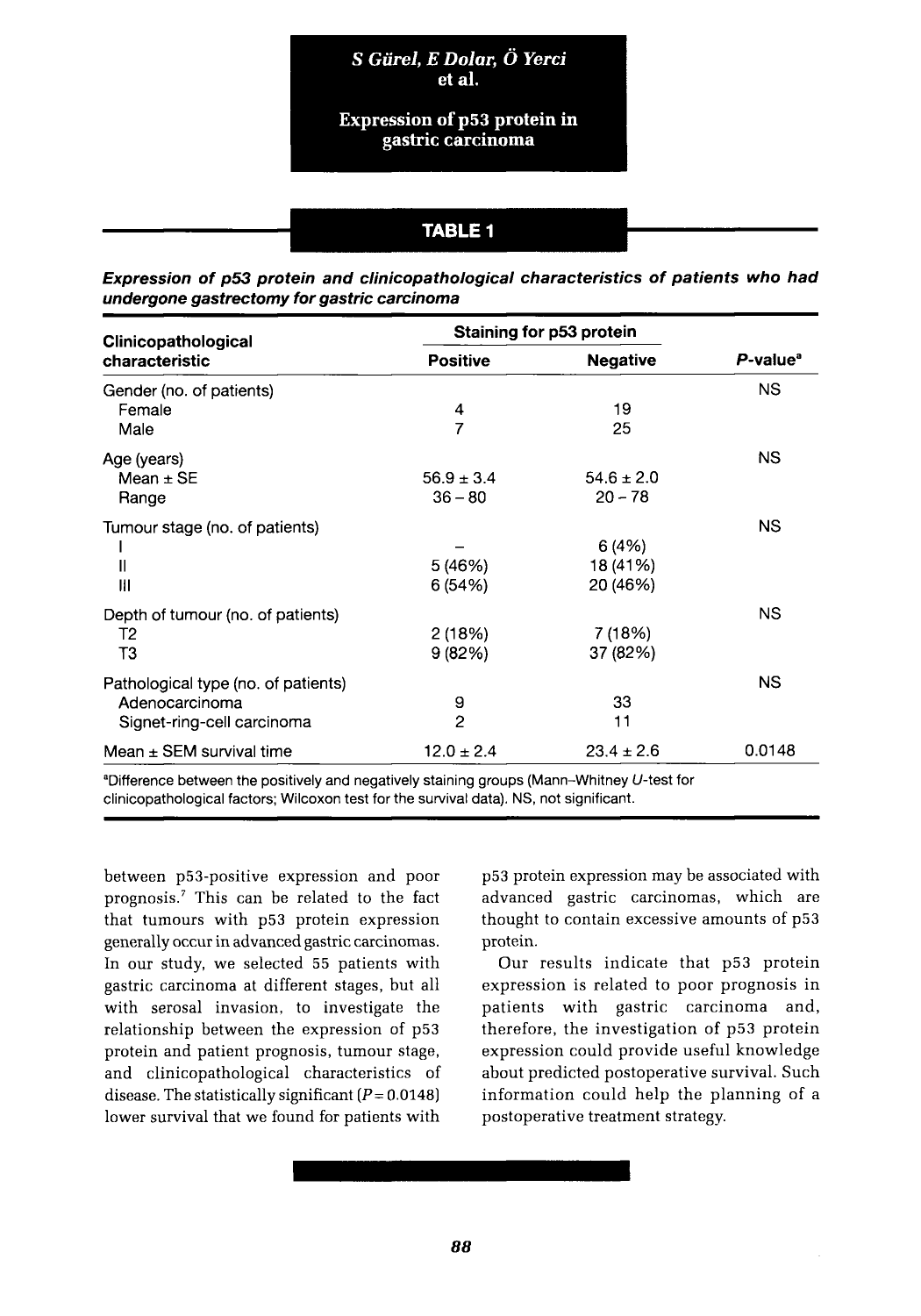## TABLE 1

***Expression of p53 protein and clinicopathological characteristics of patients who had undergone gastrectomy for gastric carcinoma***

| Clinicopathological characteristic | Staining for p53 protein | | P-value[a] |
|---|---|---|---|
| | Positive | Negative | |
| Gender (no. of patients) | | | NS |
| Female | 4 | 19 | |
| Male | 7 | 25 | |
| Age (years) | | | NS |
| Mean ± SE | 56.9 ± 3.4 | 54.6 ± 2.0 | |
| Range | 36 – 80 | 20 – 78 | |
| Tumour stage (no. of patients) | | | NS |
| I | – | 6 (4%) | |
| II | 5 (46%) | 18 (41%) | |
| III | 6 (54%) | 20 (46%) | |
| Depth of tumour (no. of patients) | | | NS |
| T2 | 2 (18%) | 7 (18%) | |
| T3 | 9 (82%) | 37 (82%) | |
| Pathological type (no. of patients) | | | NS |
| Adenocarcinoma | 9 | 33 | |
| Signet-ring-cell carcinoma | 2 | 11 | |
| Mean ± SEM survival time | 12.0 ± 2.4 | 23.4 ± 2.6 | 0.0148 |

[a]Difference between the positively and negatively staining groups (Mann–Whitney *U*-test for clinicopathological factors; Wilcoxon test for the survival data). NS, not significant.

between p53-positive expression and poor prognosis.[7] This can be related to the fact that tumours with p53 protein expression generally occur in advanced gastric carcinomas. In our study, we selected 55 patients with gastric carcinoma at different stages, but all with serosal invasion, to investigate the relationship between the expression of p53 protein and patient prognosis, tumour stage, and clinicopathological characteristics of disease. The statistically significant ($P = 0.0148$) lower survival that we found for patients with p53 protein expression may be associated with advanced gastric carcinomas, which are thought to contain excessive amounts of p53 protein.

Our results indicate that p53 protein expression is related to poor prognosis in patients with gastric carcinoma and, therefore, the investigation of p53 protein expression could provide useful knowledge about predicted postoperative survival. Such information could help the planning of a postoperative treatment strategy.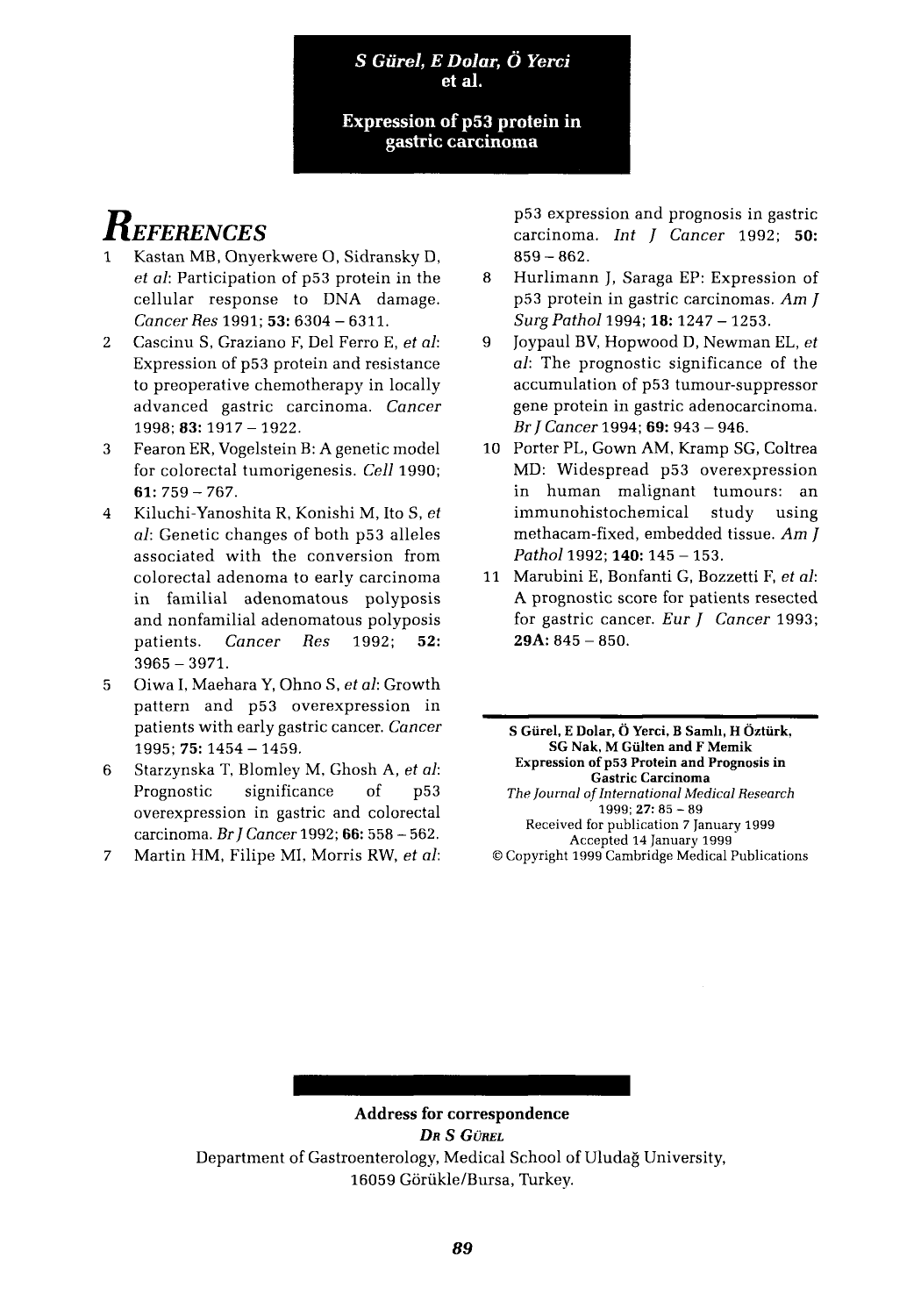# REFERENCES

1. Kastan MB, Onyerkwere O, Sidransky D, *et al*: Participation of p53 protein in the cellular response to DNA damage. *Cancer Res* 1991; **53:** 6304 – 6311.
2. Cascinu S, Graziano F, Del Ferro E, *et al*: Expression of p53 protein and resistance to preoperative chemotherapy in locally advanced gastric carcinoma. *Cancer* 1998; **83:** 1917 – 1922.
3. Fearon ER, Vogelstein B: A genetic model for colorectal tumorigenesis. *Cell* 1990; **61:** 759 – 767.
4. Kiluchi-Yanoshita R, Konishi M, Ito S, *et al*: Genetic changes of both p53 alleles associated with the conversion from colorectal adenoma to early carcinoma in familial adenomatous polyposis and nonfamilial adenomatous polyposis patients. *Cancer Res* 1992; **52:** 3965 – 3971.
5. Oiwa I, Maehara Y, Ohno S, *et al*: Growth pattern and p53 overexpression in patients with early gastric cancer. *Cancer* 1995; **75:** 1454 – 1459.
6. Starzynska T, Blomley M, Ghosh A, *et al*: Prognostic significance of p53 overexpression in gastric and colorectal carcinoma. *Br J Cancer* 1992; **66:** 558 – 562.
7. Martin HM, Filipe MI, Morris RW, *et al*: p53 expression and prognosis in gastric carcinoma. *Int J Cancer* 1992; **50:** 859 – 862.
8. Hurlimann J, Saraga EP: Expression of p53 protein in gastric carcinomas. *Am J Surg Pathol* 1994; **18:** 1247 – 1253.
9. Joypaul BV, Hopwood D, Newman EL, *et al*: The prognostic significance of the accumulation of p53 tumour-suppressor gene protein in gastric adenocarcinoma. *Br J Cancer* 1994; **69:** 943 – 946.
10. Porter PL, Gown AM, Kramp SG, Coltrea MD: Widespread p53 overexpression in human malignant tumours: an immunohistochemical study using methacam-fixed, embedded tissue. *Am J Pathol* 1992; **140:** 145 – 153.
11. Marubini E, Bonfanti G, Bozzetti F, *et al*: A prognostic score for patients resected for gastric cancer. *Eur J Cancer* 1993; **29A:** 845 – 850.

---

**S Gürel, E Dolar, Ö Yerci, B Samlı, H Öztürk, SG Nak, M Gülten and F Memik**
**Expression of p53 Protein and Prognosis in Gastric Carcinoma**
*The Journal of International Medical Research*
1999; **27:** 85 – 89
Received for publication 7 January 1999
Accepted 14 January 1999
© Copyright 1999 Cambridge Medical Publications

**Address for correspondence**
**Dr S Gürel**
Department of Gastroenterology, Medical School of Uludağ University,
16059 Görükle/Bursa, Turkey.